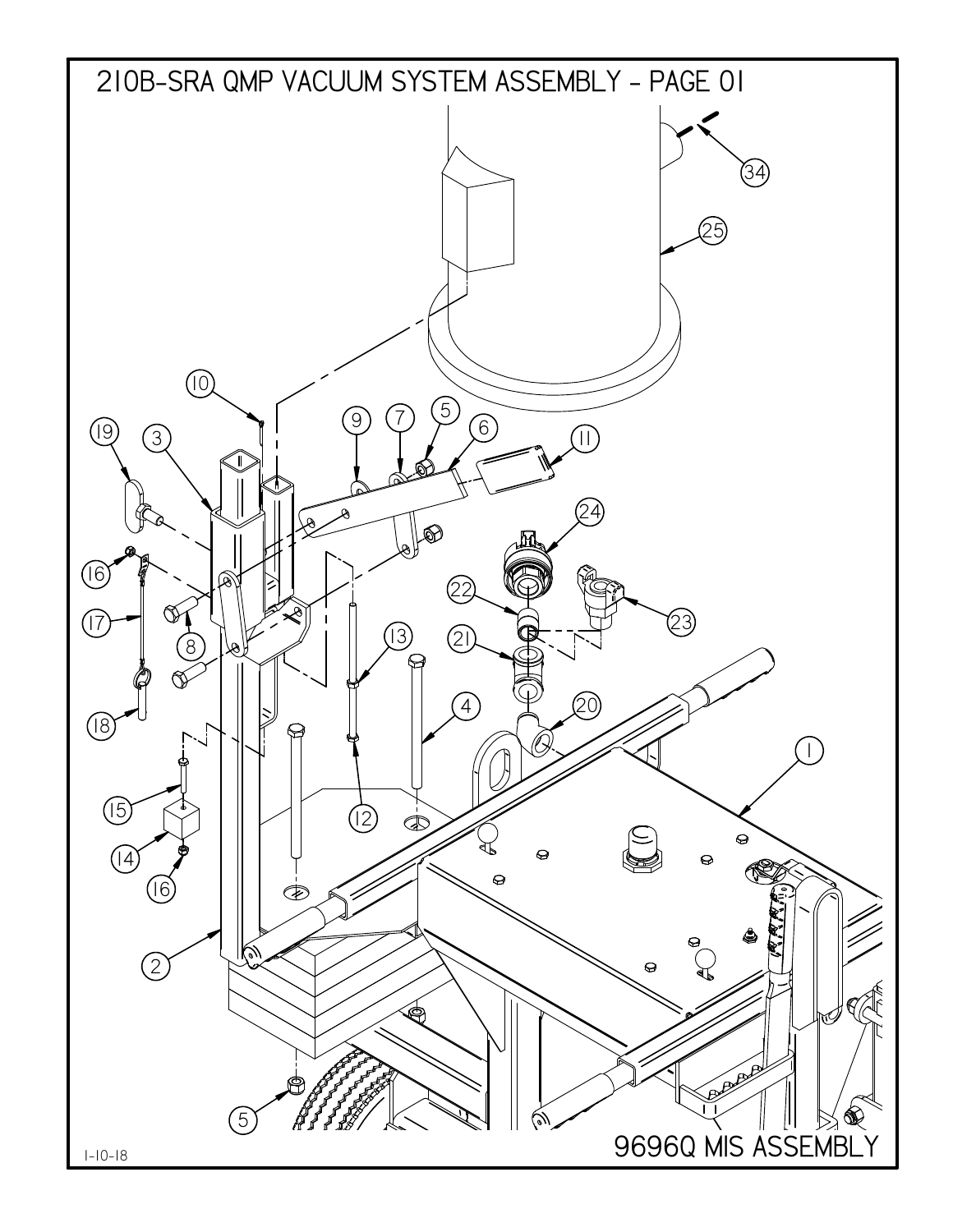# 210B-SRA QMP VACUUM SYSTEM ASSEMBLY - PAGE 01

34

25

10

19

3

9

7

5

6

11

24

16

22

23

8

17

13

21

4

20

1

18

15

12

14

16

2

5

9696Q MIS ASSEMBLY

1-10-18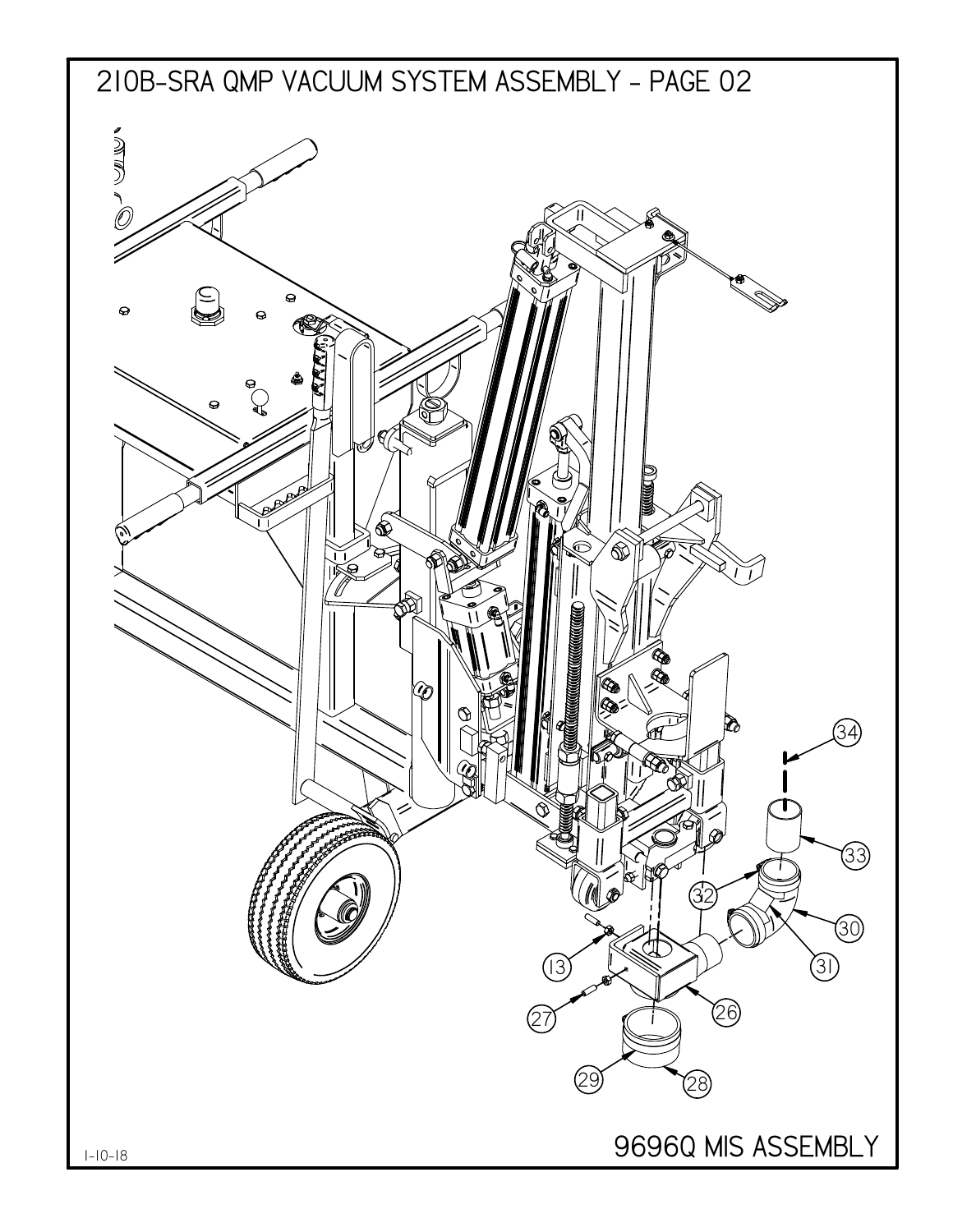# 210B-SRA QMP VACUUM SYSTEM ASSEMBLY - PAGE 02

34

33

32

30

31

13

26

27

29

28

1-10-18

9696Q MIS ASSEMBLY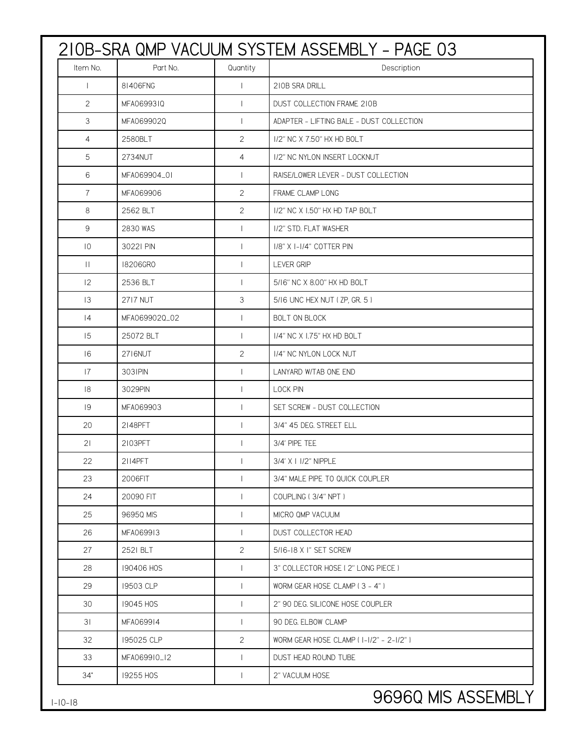# 210B-SRA QMP VACUUM SYSTEM ASSEMBLY - PAGE 03

| Item No. | Part No. | Quantity | Description |
|---|---|---|---|
| 1 | 81406FNG | 1 | 210B SRA DRILL |
| 2 | MFA069931Q | 1 | DUST COLLECTION FRAME 210B |
| 3 | MFA069902Q | 1 | ADAPTER - LIFTING BALE - DUST COLLECTION |
| 4 | 2580BLT | 2 | 1/2" NC X 7.50" HX HD BOLT |
| 5 | 2734NUT | 4 | 1/2" NC NYLON INSERT LOCKNUT |
| 6 | MFA069904_01 | 1 | RAISE/LOWER LEVER - DUST COLLECTION |
| 7 | MFA069906 | 2 | FRAME CLAMP LONG |
| 8 | 2562 BLT | 2 | 1/2" NC X 1.50" HX HD TAP BOLT |
| 9 | 2830 WAS | 1 | 1/2" STD. FLAT WASHER |
| 10 | 30221 PIN | 1 | 1/8" X 1-1/4" COTTER PIN |
| 11 | 18206GRO | 1 | LEVER GRIP |
| 12 | 2536 BLT | 1 | 5/16" NC X 8.00" HX HD BOLT |
| 13 | 2717 NUT | 3 | 5/16 UNC HEX NUT ( ZP, GR. 5 ) |
| 14 | MFA069902Q_02 | 1 | BOLT ON BLOCK |
| 15 | 25072 BLT | 1 | 1/4" NC X 1.75" HX HD BOLT |
| 16 | 2716NUT | 2 | 1/4" NC NYLON LOCK NUT |
| 17 | 3031PIN | 1 | LANYARD W/TAB ONE END |
| 18 | 3029PIN | 1 | LOCK PIN |
| 19 | MFA069903 | 1 | SET SCREW - DUST COLLECTION |
| 20 | 2148PFT | 1 | 3/4" 45 DEG. STREET ELL |
| 21 | 2103PFT | 1 | 3/4' PIPE TEE |
| 22 | 2114PFT | 1 | 3/4' X 1 1/2" NIPPLE |
| 23 | 2006FIT | 1 | 3/4" MALE PIPE TO QUICK COUPLER |
| 24 | 20090 FIT | 1 | COUPLING ( 3/4" NPT ) |
| 25 | 9695Q MIS | 1 | MICRO QMP VACUUM |
| 26 | MFA069913 | 1 | DUST COLLECTOR HEAD |
| 27 | 2521 BLT | 2 | 5/16-18 X 1" SET SCREW |
| 28 | 190406 HOS | 1 | 3" COLLECTOR HOSE ( 2" LONG PIECE ) |
| 29 | 19503 CLP | 1 | WORM GEAR HOSE CLAMP ( 3 - 4" ) |
| 30 | 19045 HOS | 1 | 2" 90 DEG. SILICONE HOSE COUPLER |
| 31 | MFA069914 | 1 | 90 DEG. ELBOW CLAMP |
| 32 | 195025 CLP | 2 | WORM GEAR HOSE CLAMP ( 1-1/2" - 2-1/2" ) |
| 33 | MFA069910_12 | 1 | DUST HEAD ROUND TUBE |
| 34* | 19255 HOS | 1 | 2" VACUUM HOSE |

1-10-18

9696Q MIS ASSEMBLY